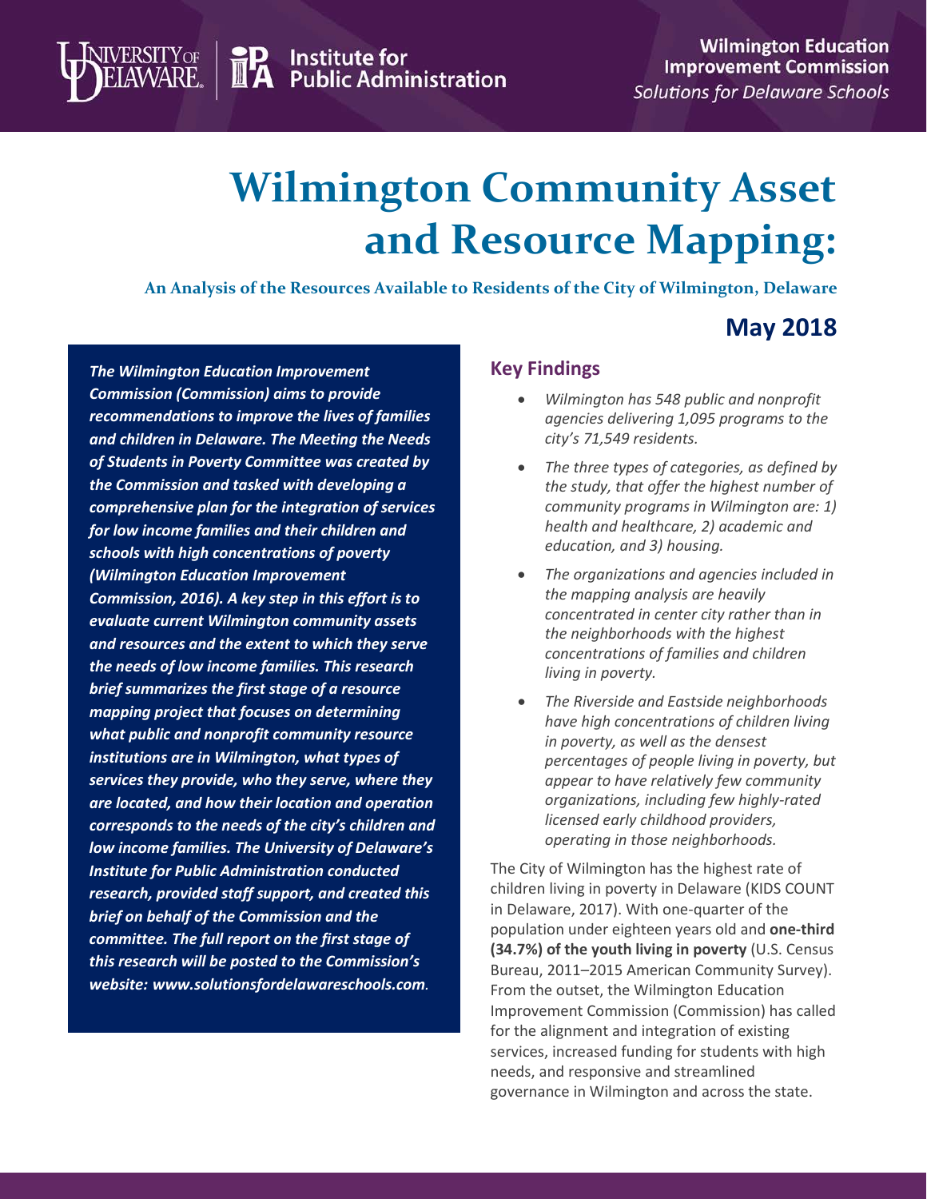University of Delaware | Institute for Public Administration

**Wilmington Education Improvement Commission**
*Solutions for Delaware Schools*

# Wilmington Community Asset and Resource Mapping:

**An Analysis of the Resources Available to Residents of the City of Wilmington, Delaware**

## May 2018

***The Wilmington Education Improvement Commission (Commission) aims to provide recommendations to improve the lives of families and children in Delaware. The Meeting the Needs of Students in Poverty Committee was created by the Commission and tasked with developing a comprehensive plan for the integration of services for low income families and their children and schools with high concentrations of poverty (Wilmington Education Improvement Commission, 2016). A key step in this effort is to evaluate current Wilmington community assets and resources and the extent to which they serve the needs of low income families. This research brief summarizes the first stage of a resource mapping project that focuses on determining what public and nonprofit community resource institutions are in Wilmington, what types of services they provide, who they serve, where they are located, and how their location and operation corresponds to the needs of the city's children and low income families. The University of Delaware's Institute for Public Administration conducted research, provided staff support, and created this brief on behalf of the Commission and the committee. The full report on the first stage of this research will be posted to the Commission's website: www.solutionsfordelawareschools.com.***

### Key Findings

- *Wilmington has 548 public and nonprofit agencies delivering 1,095 programs to the city's 71,549 residents.*
- *The three types of categories, as defined by the study, that offer the highest number of community programs in Wilmington are: 1) health and healthcare, 2) academic and education, and 3) housing.*
- *The organizations and agencies included in the mapping analysis are heavily concentrated in center city rather than in the neighborhoods with the highest concentrations of families and children living in poverty.*
- *The Riverside and Eastside neighborhoods have high concentrations of children living in poverty, as well as the densest percentages of people living in poverty, but appear to have relatively few community organizations, including few highly-rated licensed early childhood providers, operating in those neighborhoods.*

The City of Wilmington has the highest rate of children living in poverty in Delaware (KIDS COUNT in Delaware, 2017). With one-quarter of the population under eighteen years old and **one-third (34.7%) of the youth living in poverty** (U.S. Census Bureau, 2011–2015 American Community Survey). From the outset, the Wilmington Education Improvement Commission (Commission) has called for the alignment and integration of existing services, increased funding for students with high needs, and responsive and streamlined governance in Wilmington and across the state.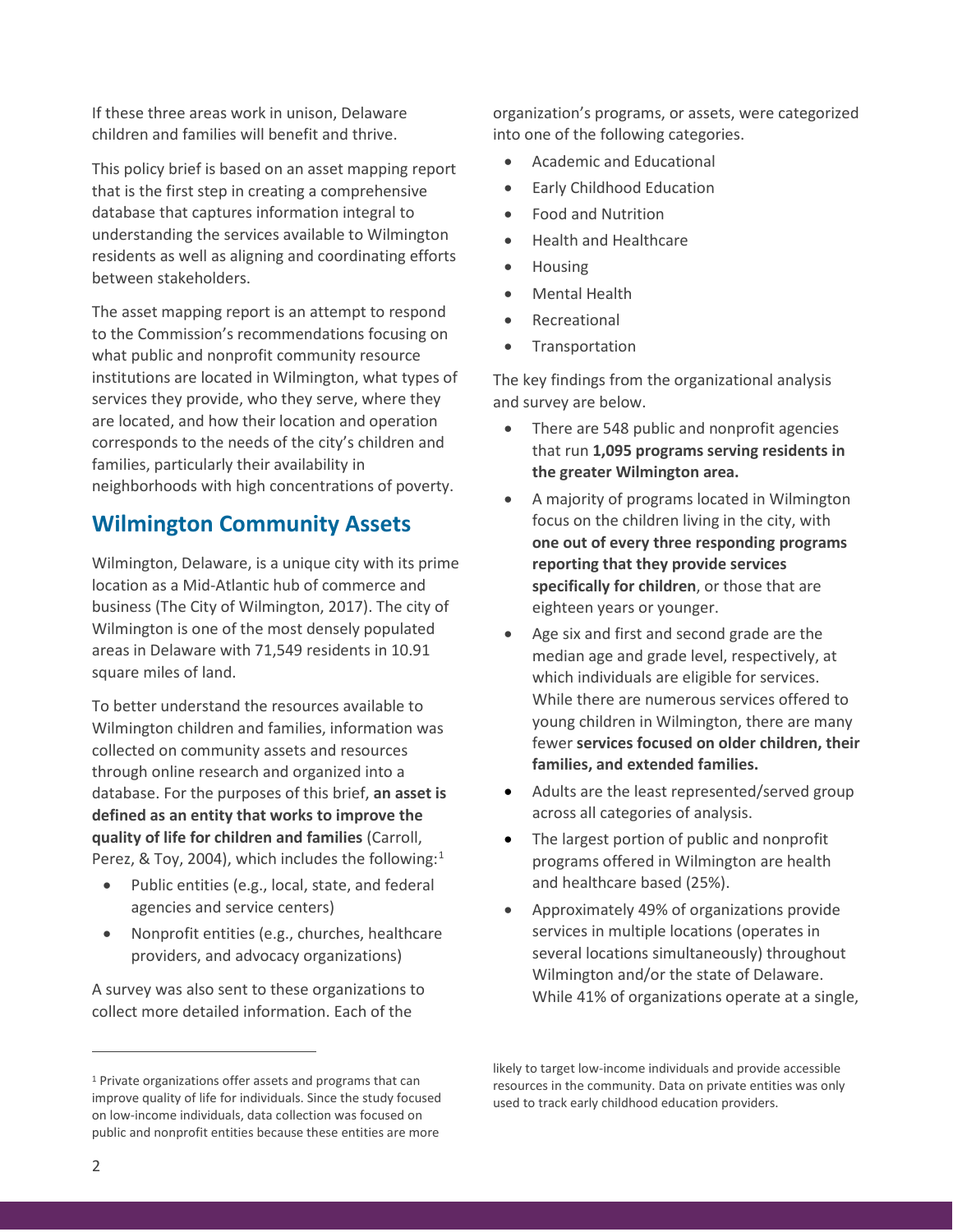If these three areas work in unison, Delaware children and families will benefit and thrive.

This policy brief is based on an asset mapping report that is the first step in creating a comprehensive database that captures information integral to understanding the services available to Wilmington residents as well as aligning and coordinating efforts between stakeholders.

The asset mapping report is an attempt to respond to the Commission's recommendations focusing on what public and nonprofit community resource institutions are located in Wilmington, what types of services they provide, who they serve, where they are located, and how their location and operation corresponds to the needs of the city's children and families, particularly their availability in neighborhoods with high concentrations of poverty.

## Wilmington Community Assets

Wilmington, Delaware, is a unique city with its prime location as a Mid-Atlantic hub of commerce and business (The City of Wilmington, 2017). The city of Wilmington is one of the most densely populated areas in Delaware with 71,549 residents in 10.91 square miles of land.

To better understand the resources available to Wilmington children and families, information was collected on community assets and resources through online research and organized into a database. For the purposes of this brief, **an asset is defined as an entity that works to improve the quality of life for children and families** (Carroll, Perez, & Toy, 2004), which includes the following:[1]

- Public entities (e.g., local, state, and federal agencies and service centers)
- Nonprofit entities (e.g., churches, healthcare providers, and advocacy organizations)

A survey was also sent to these organizations to collect more detailed information. Each of the organization's programs, or assets, were categorized into one of the following categories.

- Academic and Educational
- Early Childhood Education
- Food and Nutrition
- Health and Healthcare
- Housing
- Mental Health
- Recreational
- Transportation

The key findings from the organizational analysis and survey are below.

- There are 548 public and nonprofit agencies that run **1,095 programs serving residents in the greater Wilmington area.**
- A majority of programs located in Wilmington focus on the children living in the city, with **one out of every three responding programs reporting that they provide services specifically for children**, or those that are eighteen years or younger.
- Age six and first and second grade are the median age and grade level, respectively, at which individuals are eligible for services. While there are numerous services offered to young children in Wilmington, there are many fewer **services focused on older children, their families, and extended families.**
- Adults are the least represented/served group across all categories of analysis.
- The largest portion of public and nonprofit programs offered in Wilmington are health and healthcare based (25%).
- Approximately 49% of organizations provide services in multiple locations (operates in several locations simultaneously) throughout Wilmington and/or the state of Delaware. While 41% of organizations operate at a single,

[1] Private organizations offer assets and programs that can improve quality of life for individuals. Since the study focused on low-income individuals, data collection was focused on public and nonprofit entities because these entities are more likely to target low-income individuals and provide accessible resources in the community. Data on private entities was only used to track early childhood education providers.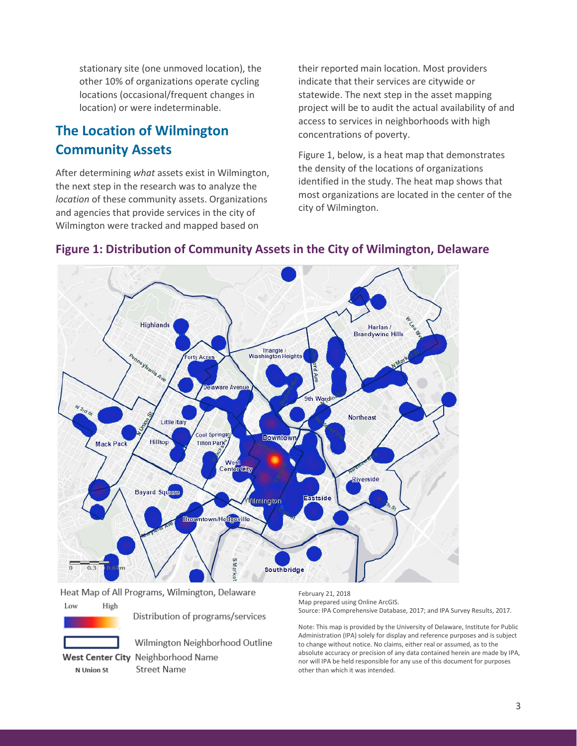stationary site (one unmoved location), the other 10% of organizations operate cycling locations (occasional/frequent changes in location) or were indeterminable.

## The Location of Wilmington Community Assets

After determining *what* assets exist in Wilmington, the next step in the research was to analyze the *location* of these community assets. Organizations and agencies that provide services in the city of Wilmington were tracked and mapped based on their reported main location. Most providers indicate that their services are citywide or statewide. The next step in the asset mapping project will be to audit the actual availability of and access to services in neighborhoods with high concentrations of poverty.

Figure 1, below, is a heat map that demonstrates the density of the locations of organizations identified in the study. The heat map shows that most organizations are located in the center of the city of Wilmington.

### Figure 1: Distribution of Community Assets in the City of Wilmington, Delaware

Heat Map of All Programs, Wilmington, Delaware

Low High — Distribution of programs/services

Wilmington Neighborhood Outline

**West Center City** — Neighborhood Name

N Union St — Street Name

February 21, 2018
Map prepared using Online ArcGIS.
Source: IPA Comprehensive Database, 2017; and IPA Survey Results, 2017.

Note: This map is provided by the University of Delaware, Institute for Public Administration (IPA) solely for display and reference purposes and is subject to change without notice. No claims, either real or assumed, as to the absolute accuracy or precision of any data contained herein are made by IPA, nor will IPA be held responsible for any use of this document for purposes other than which it was intended.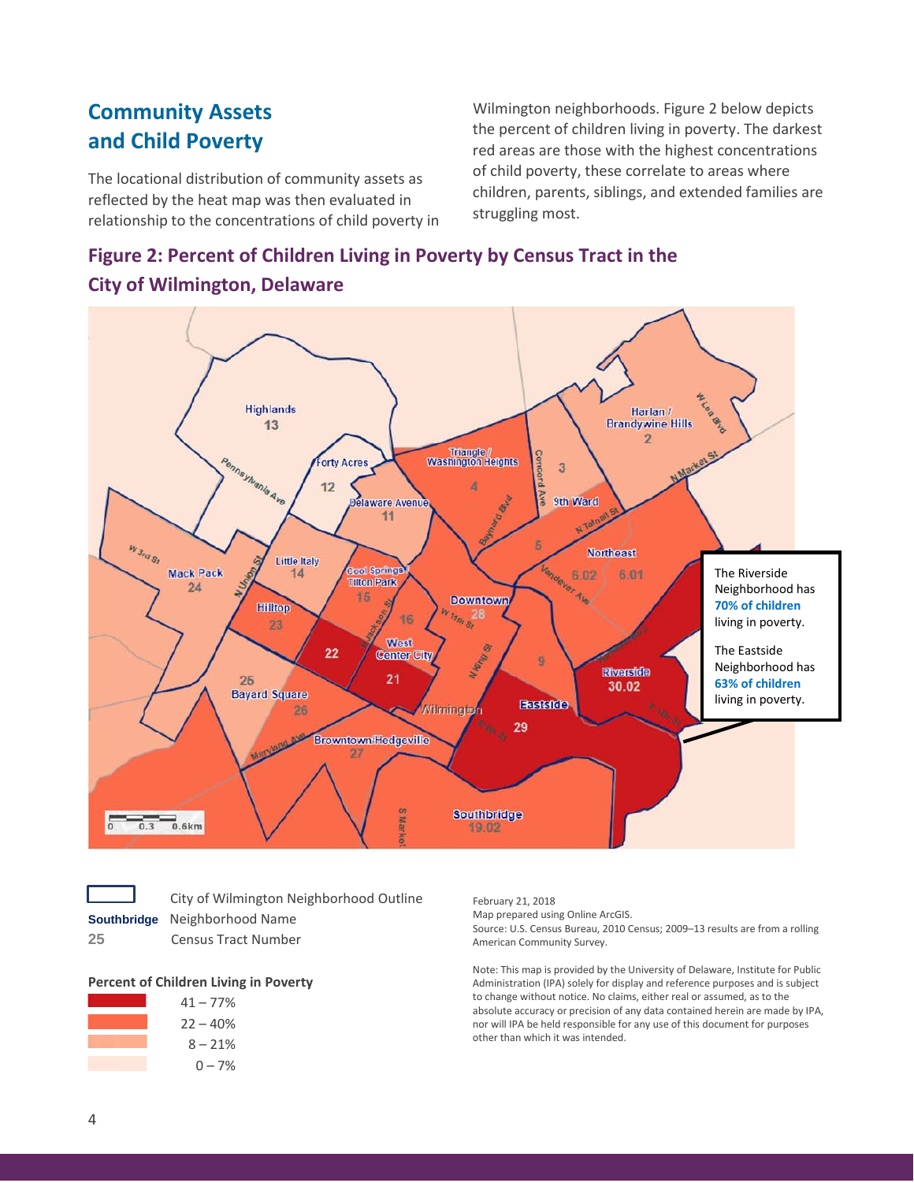## Community Assets and Child Poverty

The locational distribution of community assets as reflected by the heat map was then evaluated in relationship to the concentrations of child poverty in Wilmington neighborhoods. Figure 2 below depicts the percent of children living in poverty. The darkest red areas are those with the highest concentrations of child poverty, these correlate to areas where children, parents, siblings, and extended families are struggling most.

### Figure 2: Percent of Children Living in Poverty by Census Tract in the City of Wilmington, Delaware

The Riverside Neighborhood has **70% of children** living in poverty.

The Eastside Neighborhood has **63% of children** living in poverty.

City of Wilmington Neighborhood Outline
**Southbridge** Neighborhood Name
25 Census Tract Number

**Percent of Children Living in Poverty**

- 41 – 77%
- 22 – 40%
- 8 – 21%
- 0 – 7%

February 21, 2018
Map prepared using Online ArcGIS.
Source: U.S. Census Bureau, 2010 Census; 2009–13 results are from a rolling American Community Survey.

Note: This map is provided by the University of Delaware, Institute for Public Administration (IPA) solely for display and reference purposes and is subject to change without notice. No claims, either real or assumed, as to the absolute accuracy or precision of any data contained herein are made by IPA, nor will IPA be held responsible for any use of this document for purposes other than which it was intended.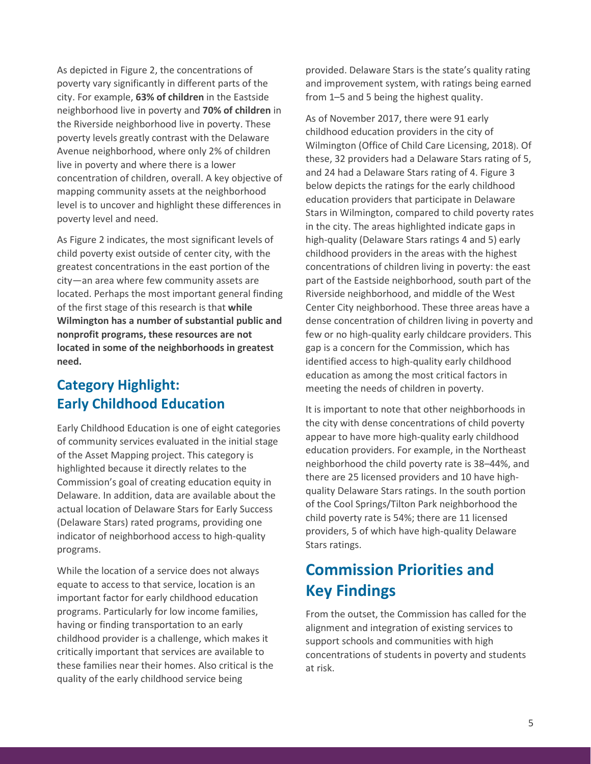As depicted in Figure 2, the concentrations of poverty vary significantly in different parts of the city. For example, **63% of children** in the Eastside neighborhood live in poverty and **70% of children** in the Riverside neighborhood live in poverty. These poverty levels greatly contrast with the Delaware Avenue neighborhood, where only 2% of children live in poverty and where there is a lower concentration of children, overall. A key objective of mapping community assets at the neighborhood level is to uncover and highlight these differences in poverty level and need.

As Figure 2 indicates, the most significant levels of child poverty exist outside of center city, with the greatest concentrations in the east portion of the city—an area where few community assets are located. Perhaps the most important general finding of the first stage of this research is that **while Wilmington has a number of substantial public and nonprofit programs, these resources are not located in some of the neighborhoods in greatest need.**

## Category Highlight: Early Childhood Education

Early Childhood Education is one of eight categories of community services evaluated in the initial stage of the Asset Mapping project. This category is highlighted because it directly relates to the Commission's goal of creating education equity in Delaware. In addition, data are available about the actual location of Delaware Stars for Early Success (Delaware Stars) rated programs, providing one indicator of neighborhood access to high-quality programs.

While the location of a service does not always equate to access to that service, location is an important factor for early childhood education programs. Particularly for low income families, having or finding transportation to an early childhood provider is a challenge, which makes it critically important that services are available to these families near their homes. Also critical is the quality of the early childhood service being provided. Delaware Stars is the state's quality rating and improvement system, with ratings being earned from 1–5 and 5 being the highest quality.

As of November 2017, there were 91 early childhood education providers in the city of Wilmington (Office of Child Care Licensing, 2018). Of these, 32 providers had a Delaware Stars rating of 5, and 24 had a Delaware Stars rating of 4. Figure 3 below depicts the ratings for the early childhood education providers that participate in Delaware Stars in Wilmington, compared to child poverty rates in the city. The areas highlighted indicate gaps in high-quality (Delaware Stars ratings 4 and 5) early childhood providers in the areas with the highest concentrations of children living in poverty: the east part of the Eastside neighborhood, south part of the Riverside neighborhood, and middle of the West Center City neighborhood. These three areas have a dense concentration of children living in poverty and few or no high-quality early childcare providers. This gap is a concern for the Commission, which has identified access to high-quality early childhood education as among the most critical factors in meeting the needs of children in poverty.

It is important to note that other neighborhoods in the city with dense concentrations of child poverty appear to have more high-quality early childhood education providers. For example, in the Northeast neighborhood the child poverty rate is 38–44%, and there are 25 licensed providers and 10 have high-quality Delaware Stars ratings. In the south portion of the Cool Springs/Tilton Park neighborhood the child poverty rate is 54%; there are 11 licensed providers, 5 of which have high-quality Delaware Stars ratings.

# Commission Priorities and Key Findings

From the outset, the Commission has called for the alignment and integration of existing services to support schools and communities with high concentrations of students in poverty and students at risk.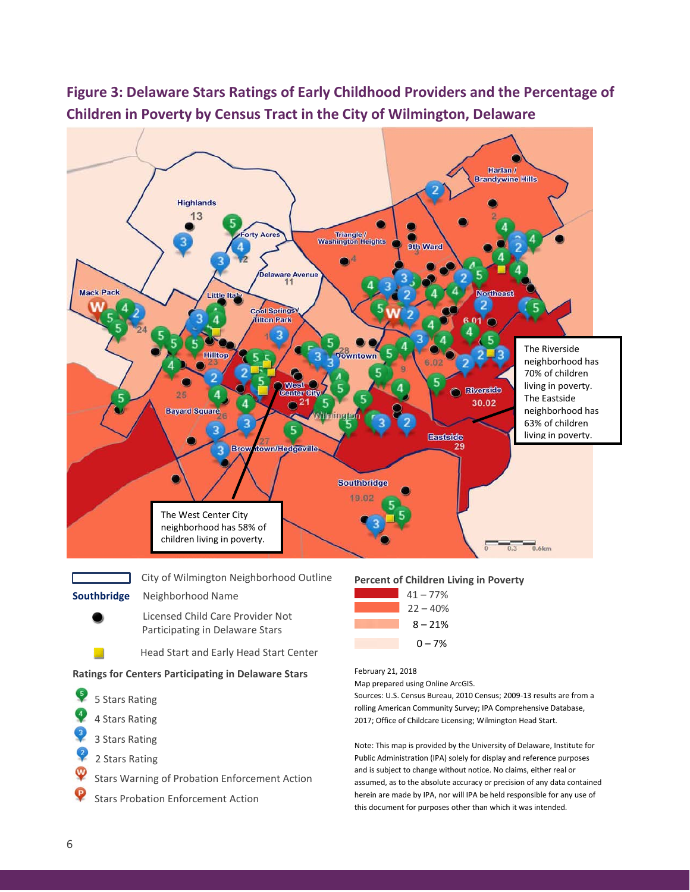## Figure 3: Delaware Stars Ratings of Early Childhood Providers and the Percentage of Children in Poverty by Census Tract in the City of Wilmington, Delaware

The Riverside neighborhood has 70% of children living in poverty. The Eastside neighborhood has 63% of children living in poverty.

The West Center City neighborhood has 58% of children living in poverty.

City of Wilmington Neighborhood Outline

**Southbridge** Neighborhood Name

Licensed Child Care Provider Not Participating in Delaware Stars

Head Start and Early Head Start Center

**Ratings for Centers Participating in Delaware Stars**

- 5 Stars Rating
- 4 Stars Rating
- 3 Stars Rating
- 2 Stars Rating
- Stars Warning of Probation Enforcement Action
- Stars Probation Enforcement Action

**Percent of Children Living in Poverty**

- 41 – 77%
- 22 – 40%
- 8 – 21%
- 0 – 7%

February 21, 2018
Map prepared using Online ArcGIS.
Sources: U.S. Census Bureau, 2010 Census; 2009-13 results are from a rolling American Community Survey; IPA Comprehensive Database, 2017; Office of Childcare Licensing; Wilmington Head Start.

Note: This map is provided by the University of Delaware, Institute for Public Administration (IPA) solely for display and reference purposes and is subject to change without notice. No claims, either real or assumed, as to the absolute accuracy or precision of any data contained herein are made by IPA, nor will IPA be held responsible for any use of this document for purposes other than which it was intended.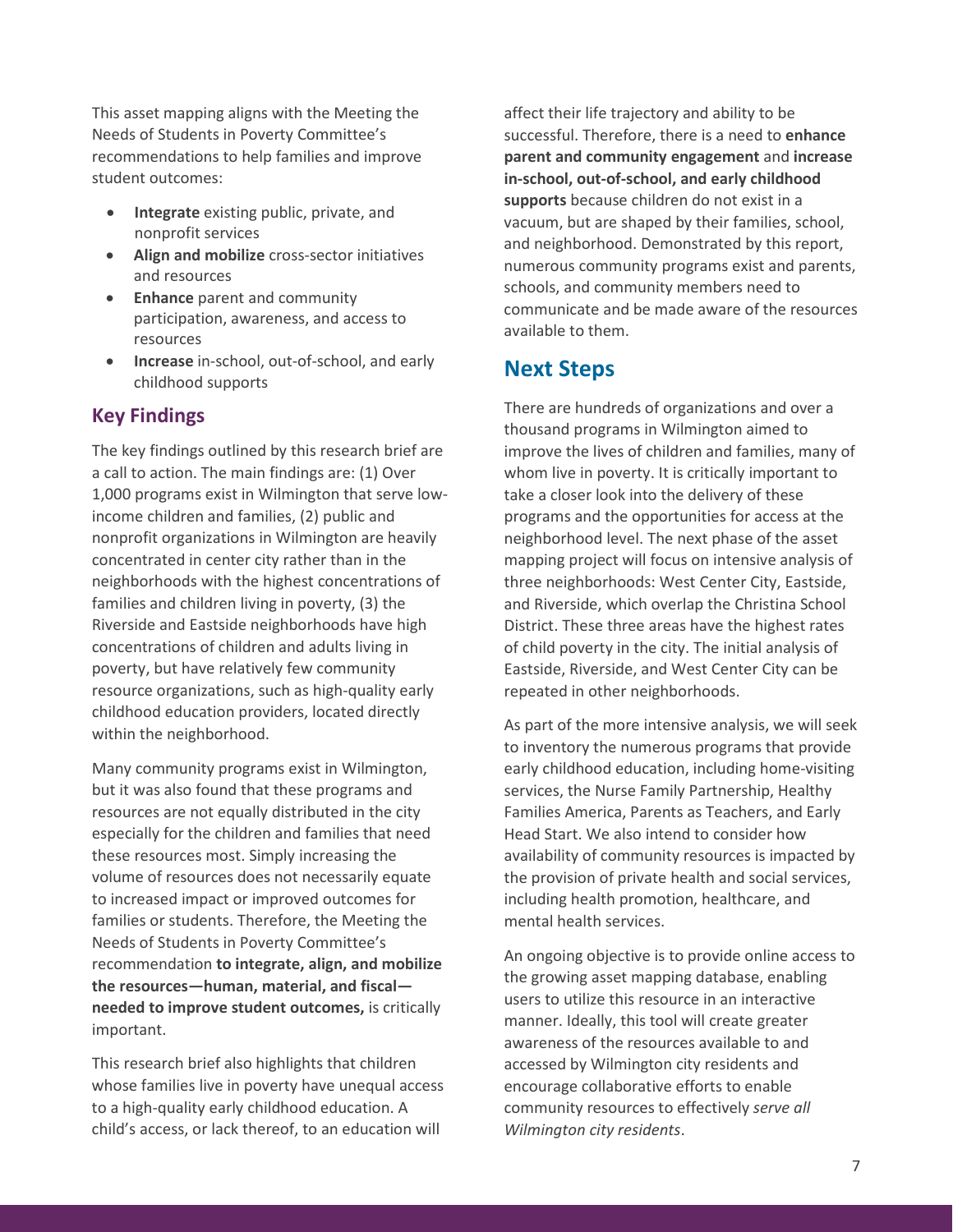This asset mapping aligns with the Meeting the Needs of Students in Poverty Committee's recommendations to help families and improve student outcomes:

- **Integrate** existing public, private, and nonprofit services
- **Align and mobilize** cross-sector initiatives and resources
- **Enhance** parent and community participation, awareness, and access to resources
- **Increase** in-school, out-of-school, and early childhood supports

## Key Findings

The key findings outlined by this research brief are a call to action. The main findings are: (1) Over 1,000 programs exist in Wilmington that serve low-income children and families, (2) public and nonprofit organizations in Wilmington are heavily concentrated in center city rather than in the neighborhoods with the highest concentrations of families and children living in poverty, (3) the Riverside and Eastside neighborhoods have high concentrations of children and adults living in poverty, but have relatively few community resource organizations, such as high-quality early childhood education providers, located directly within the neighborhood.

Many community programs exist in Wilmington, but it was also found that these programs and resources are not equally distributed in the city especially for the children and families that need these resources most. Simply increasing the volume of resources does not necessarily equate to increased impact or improved outcomes for families or students. Therefore, the Meeting the Needs of Students in Poverty Committee's recommendation **to integrate, align, and mobilize the resources—human, material, and fiscal—needed to improve student outcomes,** is critically important.

This research brief also highlights that children whose families live in poverty have unequal access to a high-quality early childhood education. A child's access, or lack thereof, to an education will affect their life trajectory and ability to be successful. Therefore, there is a need to **enhance parent and community engagement** and **increase in-school, out-of-school, and early childhood supports** because children do not exist in a vacuum, but are shaped by their families, school, and neighborhood. Demonstrated by this report, numerous community programs exist and parents, schools, and community members need to communicate and be made aware of the resources available to them.

## Next Steps

There are hundreds of organizations and over a thousand programs in Wilmington aimed to improve the lives of children and families, many of whom live in poverty. It is critically important to take a closer look into the delivery of these programs and the opportunities for access at the neighborhood level. The next phase of the asset mapping project will focus on intensive analysis of three neighborhoods: West Center City, Eastside, and Riverside, which overlap the Christina School District. These three areas have the highest rates of child poverty in the city. The initial analysis of Eastside, Riverside, and West Center City can be repeated in other neighborhoods.

As part of the more intensive analysis, we will seek to inventory the numerous programs that provide early childhood education, including home-visiting services, the Nurse Family Partnership, Healthy Families America, Parents as Teachers, and Early Head Start. We also intend to consider how availability of community resources is impacted by the provision of private health and social services, including health promotion, healthcare, and mental health services.

An ongoing objective is to provide online access to the growing asset mapping database, enabling users to utilize this resource in an interactive manner. Ideally, this tool will create greater awareness of the resources available to and accessed by Wilmington city residents and encourage collaborative efforts to enable community resources to effectively *serve all Wilmington city residents*.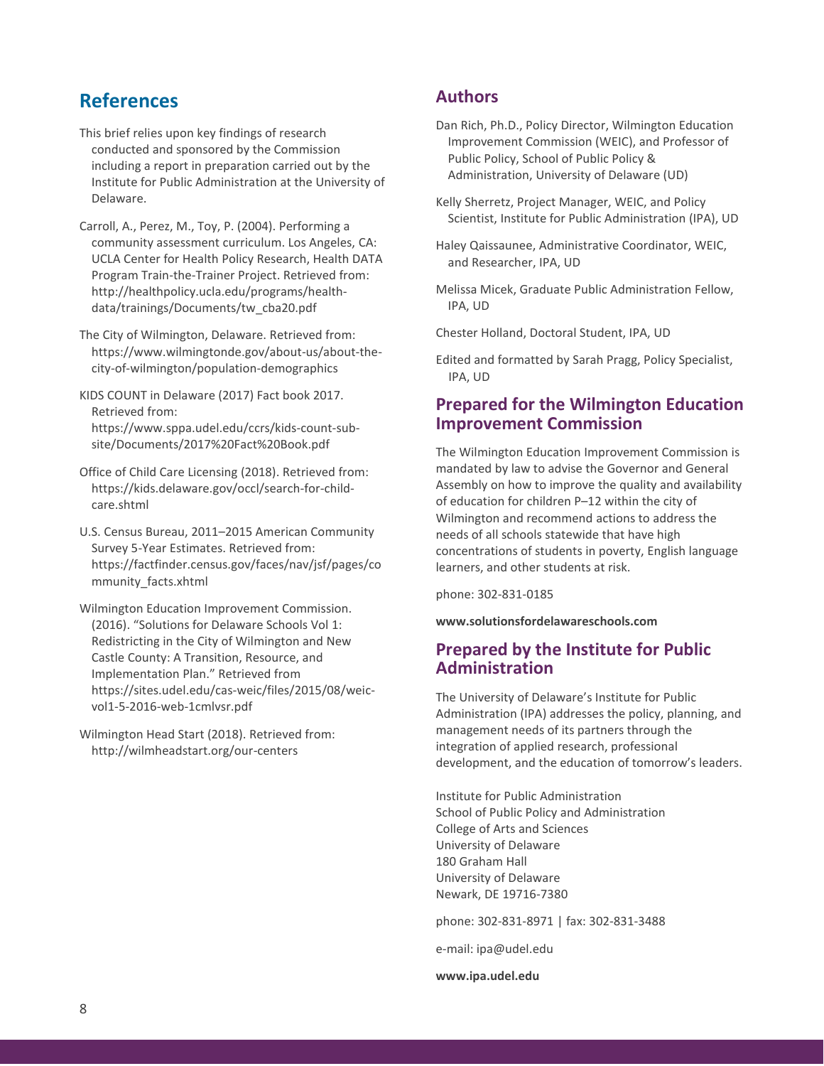## References

This brief relies upon key findings of research conducted and sponsored by the Commission including a report in preparation carried out by the Institute for Public Administration at the University of Delaware.

Carroll, A., Perez, M., Toy, P. (2004). Performing a community assessment curriculum. Los Angeles, CA: UCLA Center for Health Policy Research, Health DATA Program Train-the-Trainer Project. Retrieved from: http://healthpolicy.ucla.edu/programs/health-data/trainings/Documents/tw_cba20.pdf

The City of Wilmington, Delaware. Retrieved from: https://www.wilmingtonde.gov/about-us/about-the-city-of-wilmington/population-demographics

KIDS COUNT in Delaware (2017) Fact book 2017. Retrieved from: https://www.sppa.udel.edu/ccrs/kids-count-sub-site/Documents/2017%20Fact%20Book.pdf

Office of Child Care Licensing (2018). Retrieved from: https://kids.delaware.gov/occl/search-for-child-care.shtml

U.S. Census Bureau, 2011–2015 American Community Survey 5-Year Estimates. Retrieved from: https://factfinder.census.gov/faces/nav/jsf/pages/community_facts.xhtml

Wilmington Education Improvement Commission. (2016). "Solutions for Delaware Schools Vol 1: Redistricting in the City of Wilmington and New Castle County: A Transition, Resource, and Implementation Plan." Retrieved from https://sites.udel.edu/cas-weic/files/2015/08/weic-vol1-5-2016-web-1cmlvsr.pdf

Wilmington Head Start (2018). Retrieved from: http://wilmheadstart.org/our-centers

## Authors

Dan Rich, Ph.D., Policy Director, Wilmington Education Improvement Commission (WEIC), and Professor of Public Policy, School of Public Policy & Administration, University of Delaware (UD)

Kelly Sherretz, Project Manager, WEIC, and Policy Scientist, Institute for Public Administration (IPA), UD

Haley Qaissaunee, Administrative Coordinator, WEIC, and Researcher, IPA, UD

Melissa Micek, Graduate Public Administration Fellow, IPA, UD

Chester Holland, Doctoral Student, IPA, UD

Edited and formatted by Sarah Pragg, Policy Specialist, IPA, UD

## Prepared for the Wilmington Education Improvement Commission

The Wilmington Education Improvement Commission is mandated by law to advise the Governor and General Assembly on how to improve the quality and availability of education for children P–12 within the city of Wilmington and recommend actions to address the needs of all schools statewide that have high concentrations of students in poverty, English language learners, and other students at risk.

phone: 302-831-0185

**www.solutionsfordelawareschools.com**

## Prepared by the Institute for Public Administration

The University of Delaware's Institute for Public Administration (IPA) addresses the policy, planning, and management needs of its partners through the integration of applied research, professional development, and the education of tomorrow's leaders.

Institute for Public Administration  
School of Public Policy and Administration  
College of Arts and Sciences  
University of Delaware  
180 Graham Hall  
University of Delaware  
Newark, DE 19716-7380

phone: 302-831-8971 | fax: 302-831-3488

e-mail: ipa@udel.edu

**www.ipa.udel.edu**